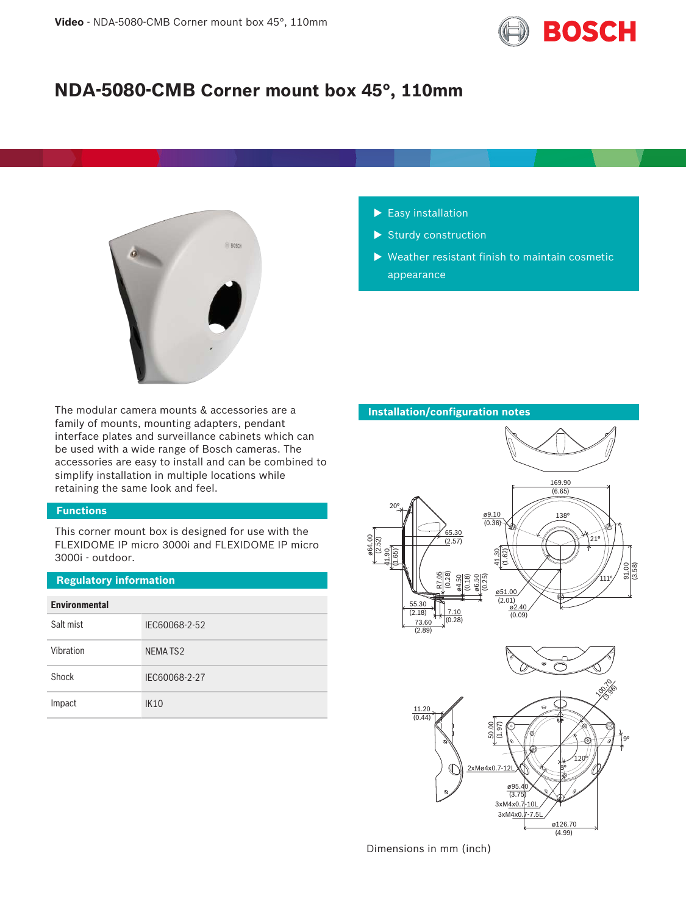# NDA-5080-CMB Corner mount box 45°, 110mm

- Easy installation
- Sturdy construction
- Weather resistant finish to maintain cosmetic appearance

The modular camera mounts & accessories are a family of mounts, mounting adapters, pendant interface plates and surveillance cabinets which can be used with a wide range of Bosch cameras. The accessories are easy to install and can be combined to simplify installation in multiple locations while retaining the same look and feel.

## Functions

This corner mount box is designed for use with the FLEXIDOME IP micro 3000i and FLEXIDOME IP micro 3000i - outdoor.

## Regulatory information

| Environmental | |
|---|---|
| Salt mist | IEC60068-2-52 |
| Vibration | NEMA TS2 |
| Shock | IEC60068-2-27 |
| Impact | IK10 |

## Installation/configuration notes

Dimensions in mm (inch)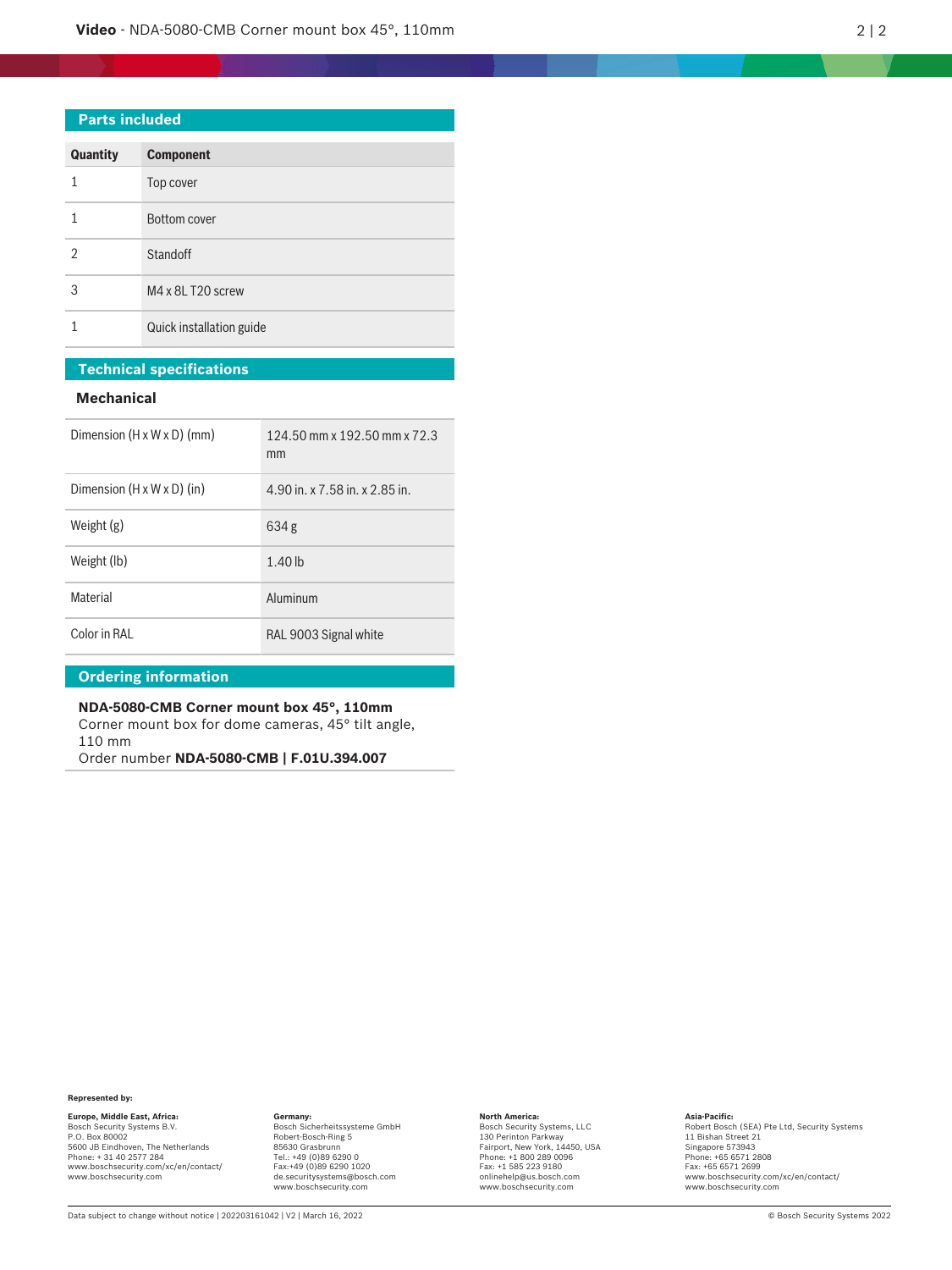## Parts included

| Quantity | Component |
|---|---|
| 1 | Top cover |
| 1 | Bottom cover |
| 2 | Standoff |
| 3 | M4 x 8L T20 screw |
| 1 | Quick installation guide |

## Technical specifications

### Mechanical

| | |
|---|---|
| Dimension (H x W x D) (mm) | 124.50 mm x 192.50 mm x 72.3 mm |
| Dimension (H x W x D) (in) | 4.90 in. x 7.58 in. x 2.85 in. |
| Weight (g) | 634 g |
| Weight (lb) | 1.40 lb |
| Material | Aluminum |
| Color in RAL | RAL 9003 Signal white |

## Ordering information

**NDA-5080-CMB Corner mount box 45°, 110mm**
Corner mount box for dome cameras, 45° tilt angle, 110 mm
Order number **NDA-5080-CMB | F.01U.394.007**

**Represented by:**

**Europe, Middle East, Africa:**
Bosch Security Systems B.V.
P.O. Box 80002
5600 JB Eindhoven, The Netherlands
Phone: + 31 40 2577 284
www.boschsecurity.com/xc/en/contact/
www.boschsecurity.com

**Germany:**
Bosch Sicherheitssysteme GmbH
Robert-Bosch-Ring 5
85630 Grasbrunn
Tel.: +49 (0)89 6290 0
Fax:+49 (0)89 6290 1020
de.securitysystems@bosch.com
www.boschsecurity.com

**North America:**
Bosch Security Systems, LLC
130 Perinton Parkway
Fairport, New York, 14450, USA
Phone: +1 800 289 0096
Fax: +1 585 223 9180
onlinehelp@us.bosch.com
www.boschsecurity.com

**Asia-Pacific:**
Robert Bosch (SEA) Pte Ltd, Security Systems
11 Bishan Street 21
Singapore 573943
Phone: +65 6571 2808
Fax: +65 6571 2699
www.boschsecurity.com/xc/en/contact/
www.boschsecurity.com

Data subject to change without notice | 202203161042 | V2 | March 16, 2022

© Bosch Security Systems 2022